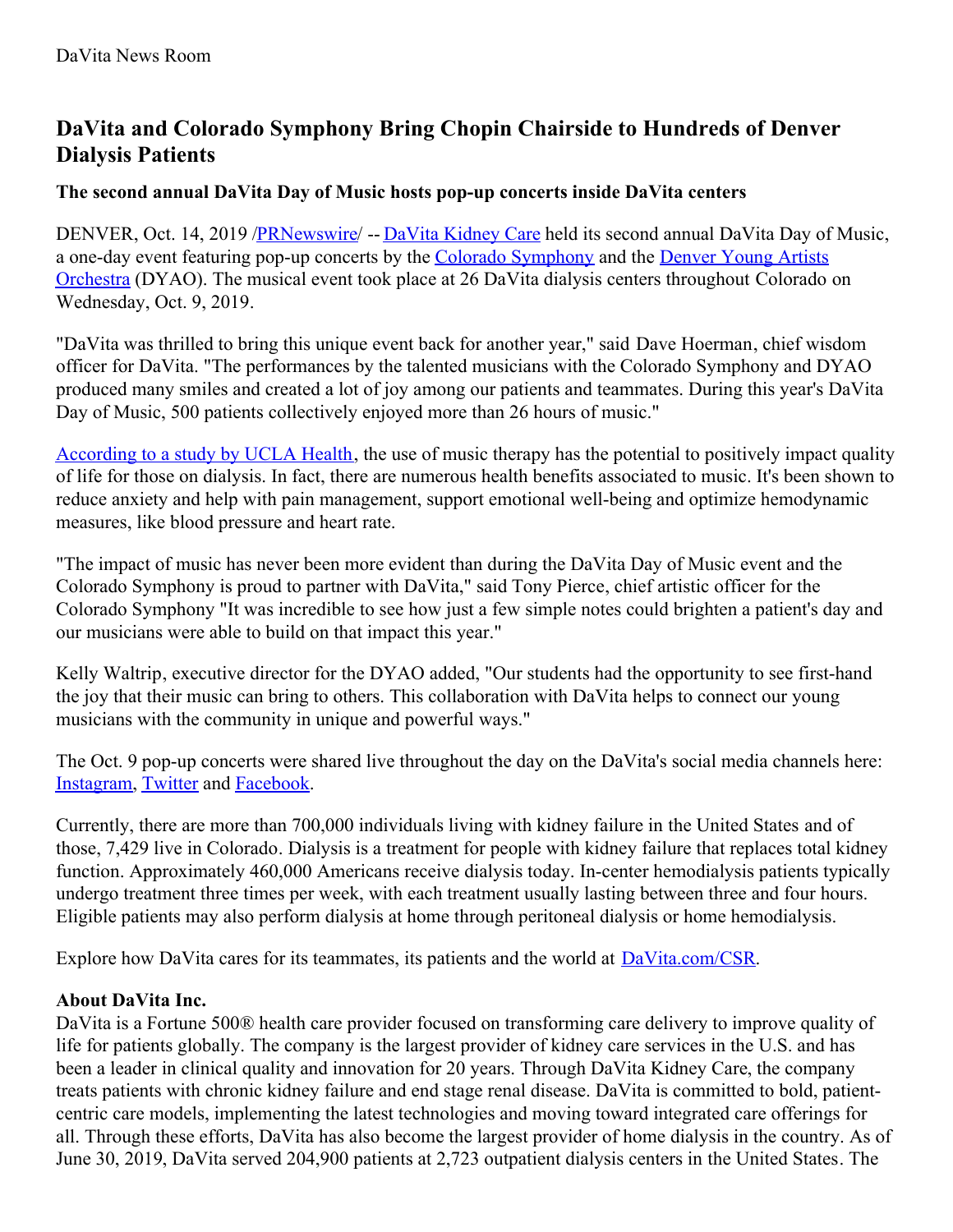DaVita News Room

# DaVita and Colorado Symphony Bring Chopin Chairside to Hundreds of Denver Dialysis Patients

### The second annual DaVita Day of Music hosts pop-up concerts inside DaVita centers

DENVER, Oct. 14, 2019 /PRNewswire/ -- DaVita Kidney Care held its second annual DaVita Day of Music, a one-day event featuring pop-up concerts by the Colorado Symphony and the Denver Young Artists Orchestra (DYAO). The musical event took place at 26 DaVita dialysis centers throughout Colorado on Wednesday, Oct. 9, 2019.

"DaVita was thrilled to bring this unique event back for another year," said Dave Hoerman, chief wisdom officer for DaVita. "The performances by the talented musicians with the Colorado Symphony and DYAO produced many smiles and created a lot of joy among our patients and teammates. During this year's DaVita Day of Music, 500 patients collectively enjoyed more than 26 hours of music."

According to a study by UCLA Health, the use of music therapy has the potential to positively impact quality of life for those on dialysis. In fact, there are numerous health benefits associated to music. It's been shown to reduce anxiety and help with pain management, support emotional well-being and optimize hemodynamic measures, like blood pressure and heart rate.

"The impact of music has never been more evident than during the DaVita Day of Music event and the Colorado Symphony is proud to partner with DaVita," said Tony Pierce, chief artistic officer for the Colorado Symphony "It was incredible to see how just a few simple notes could brighten a patient's day and our musicians were able to build on that impact this year."

Kelly Waltrip, executive director for the DYAO added, "Our students had the opportunity to see first-hand the joy that their music can bring to others. This collaboration with DaVita helps to connect our young musicians with the community in unique and powerful ways."

The Oct. 9 pop-up concerts were shared live throughout the day on the DaVita's social media channels here: Instagram, Twitter and Facebook.

Currently, there are more than 700,000 individuals living with kidney failure in the United States and of those, 7,429 live in Colorado. Dialysis is a treatment for people with kidney failure that replaces total kidney function. Approximately 460,000 Americans receive dialysis today. In-center hemodialysis patients typically undergo treatment three times per week, with each treatment usually lasting between three and four hours. Eligible patients may also perform dialysis at home through peritoneal dialysis or home hemodialysis.

Explore how DaVita cares for its teammates, its patients and the world at DaVita.com/CSR.

**About DaVita Inc.**
DaVita is a Fortune 500® health care provider focused on transforming care delivery to improve quality of life for patients globally. The company is the largest provider of kidney care services in the U.S. and has been a leader in clinical quality and innovation for 20 years. Through DaVita Kidney Care, the company treats patients with chronic kidney failure and end stage renal disease. DaVita is committed to bold, patient-centric care models, implementing the latest technologies and moving toward integrated care offerings for all. Through these efforts, DaVita has also become the largest provider of home dialysis in the country. As of June 30, 2019, DaVita served 204,900 patients at 2,723 outpatient dialysis centers in the United States. The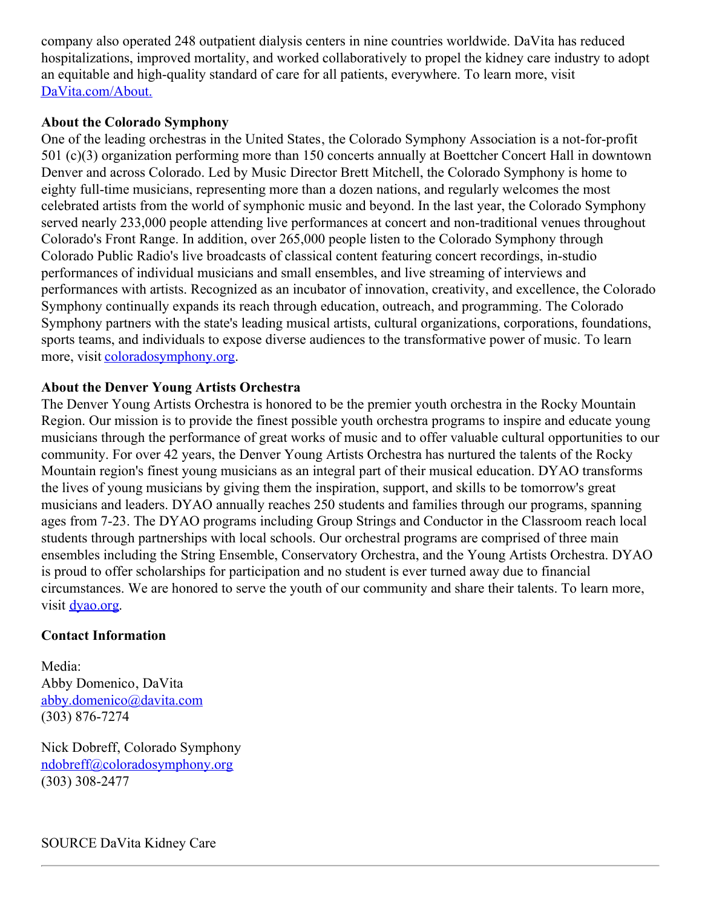company also operated 248 outpatient dialysis centers in nine countries worldwide. DaVita has reduced hospitalizations, improved mortality, and worked collaboratively to propel the kidney care industry to adopt an equitable and high-quality standard of care for all patients, everywhere. To learn more, visit [DaVita.com/About.](DaVita.com/About)

**About the Colorado Symphony**

One of the leading orchestras in the United States, the Colorado Symphony Association is a not-for-profit 501 (c)(3) organization performing more than 150 concerts annually at Boettcher Concert Hall in downtown Denver and across Colorado. Led by Music Director Brett Mitchell, the Colorado Symphony is home to eighty full-time musicians, representing more than a dozen nations, and regularly welcomes the most celebrated artists from the world of symphonic music and beyond. In the last year, the Colorado Symphony served nearly 233,000 people attending live performances at concert and non-traditional venues throughout Colorado's Front Range. In addition, over 265,000 people listen to the Colorado Symphony through Colorado Public Radio's live broadcasts of classical content featuring concert recordings, in-studio performances of individual musicians and small ensembles, and live streaming of interviews and performances with artists. Recognized as an incubator of innovation, creativity, and excellence, the Colorado Symphony continually expands its reach through education, outreach, and programming. The Colorado Symphony partners with the state's leading musical artists, cultural organizations, corporations, foundations, sports teams, and individuals to expose diverse audiences to the transformative power of music. To learn more, visit [coloradosymphony.org](coloradosymphony.org).

**About the Denver Young Artists Orchestra**

The Denver Young Artists Orchestra is honored to be the premier youth orchestra in the Rocky Mountain Region. Our mission is to provide the finest possible youth orchestra programs to inspire and educate young musicians through the performance of great works of music and to offer valuable cultural opportunities to our community. For over 42 years, the Denver Young Artists Orchestra has nurtured the talents of the Rocky Mountain region's finest young musicians as an integral part of their musical education. DYAO transforms the lives of young musicians by giving them the inspiration, support, and skills to be tomorrow's great musicians and leaders. DYAO annually reaches 250 students and families through our programs, spanning ages from 7-23. The DYAO programs including Group Strings and Conductor in the Classroom reach local students through partnerships with local schools. Our orchestral programs are comprised of three main ensembles including the String Ensemble, Conservatory Orchestra, and the Young Artists Orchestra. DYAO is proud to offer scholarships for participation and no student is ever turned away due to financial circumstances. We are honored to serve the youth of our community and share their talents. To learn more, visit [dyao.org](dyao.org).

**Contact Information**

Media:
Abby Domenico, DaVita
abby.domenico@davita.com
(303) 876-7274

Nick Dobreff, Colorado Symphony
ndobreff@coloradosymphony.org
(303) 308-2477

SOURCE DaVita Kidney Care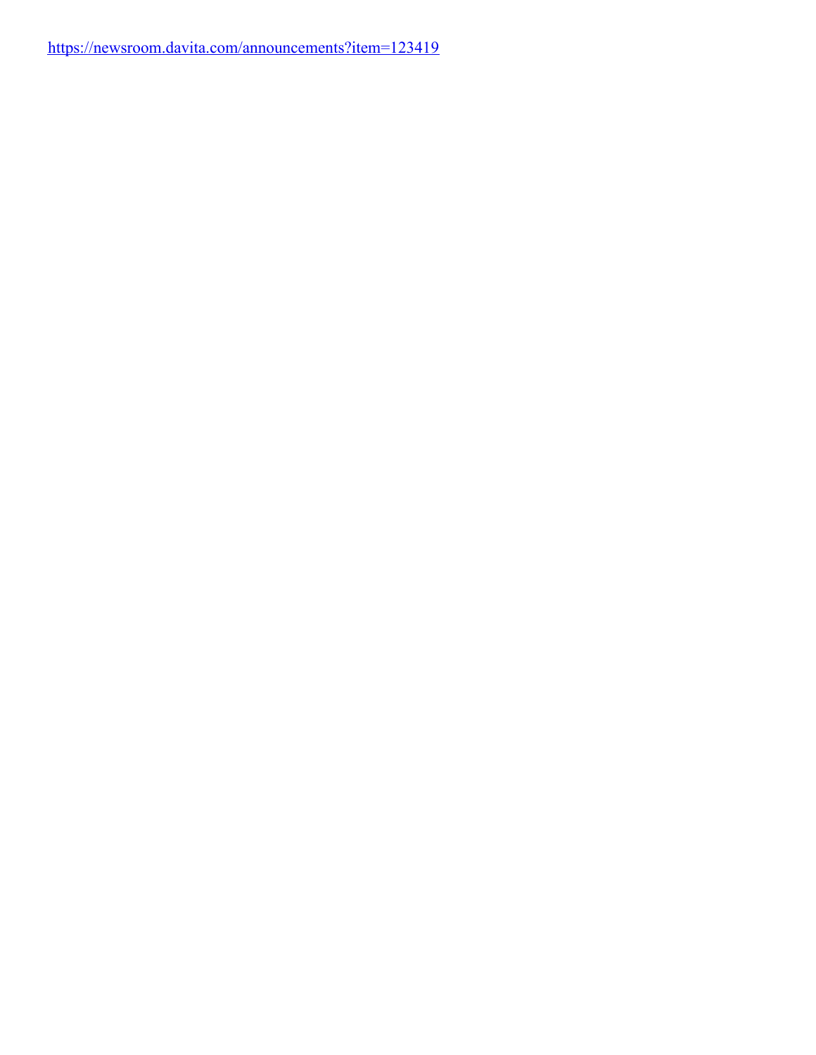https://newsroom.davita.com/announcements?item=123419